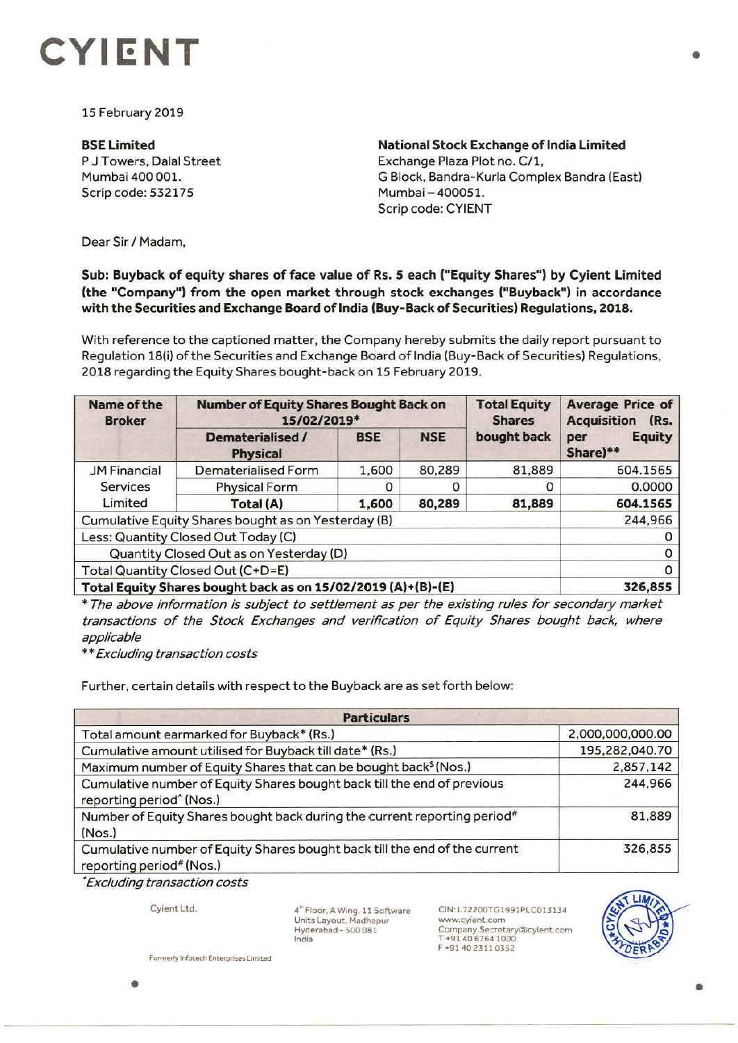# CYIENT

15 February 2019

**BSE Limited**
P J Towers, Dalal Street
Mumbai 400 001.
Scrip code: 532175

**National Stock Exchange of India Limited**
Exchange Plaza Plot no. C/1,
G Block, Bandra-Kurla Complex Bandra (East)
Mumbai – 400051.
Scrip code: CYIENT

Dear Sir / Madam,

**Sub: Buyback of equity shares of face value of Rs. 5 each ("Equity Shares") by Cyient Limited (the "Company") from the open market through stock exchanges ("Buyback") in accordance with the Securities and Exchange Board of India (Buy-Back of Securities) Regulations, 2018.**

With reference to the captioned matter, the Company hereby submits the daily report pursuant to Regulation 18(i) of the Securities and Exchange Board of India (Buy-Back of Securities) Regulations, 2018 regarding the Equity Shares bought-back on 15 February 2019.

| Name of the Broker | Number of Equity Shares Bought Back on 15/02/2019* | | | Total Equity Shares bought back | Average Price of Acquisition (Rs. per Equity Share)** |
|---|---|---|---|---|---|
| | Dematerialised / Physical | BSE | NSE | | |
| JM Financial Services Limited | Dematerialised Form | 1,600 | 80,289 | 81,889 | 604.1565 |
| | Physical Form | 0 | 0 | 0 | 0.0000 |
| | **Total (A)** | **1,600** | **80,289** | **81,889** | **604.1565** |
| Cumulative Equity Shares bought as on Yesterday (B) | | | | | 244,966 |
| Less: Quantity Closed Out Today (C) | | | | | 0 |
| Quantity Closed Out as on Yesterday (D) | | | | | 0 |
| Total Quantity Closed Out (C+D=E) | | | | | 0 |
| **Total Equity Shares bought back as on 15/02/2019 (A)+(B)-(E)** | | | | | **326,855** |

*\* The above information is subject to settlement as per the existing rules for secondary market transactions of the Stock Exchanges and verification of Equity Shares bought back, where applicable*

*\*\* Excluding transaction costs*

Further, certain details with respect to the Buyback are as set forth below:

| Particulars | |
|---|---|
| Total amount earmarked for Buyback* (Rs.) | 2,000,000,000.00 |
| Cumulative amount utilised for Buyback till date* (Rs.) | 195,282,040.70 |
| Maximum number of Equity Shares that can be bought back$ (Nos.) | 2,857,142 |
| Cumulative number of Equity Shares bought back till the end of previous reporting period^ (Nos.) | 244,966 |
| Number of Equity Shares bought back during the current reporting period# (Nos.) | 81,889 |
| Cumulative number of Equity Shares bought back till the end of the current reporting period# (Nos.) | 326,855 |

*\*Excluding transaction costs*

Cyient Ltd.

4th Floor, A Wing, 11 Software Units Layout, Madhapur Hyderabad - 500 081 India

CIN: L72200TG1991PLC013134
www.cyient.com
Company.Secretary@cyient.com
T +91 40 6764 1000
F +91 40 2311 0352

Formerly Infotech Enterprises Limited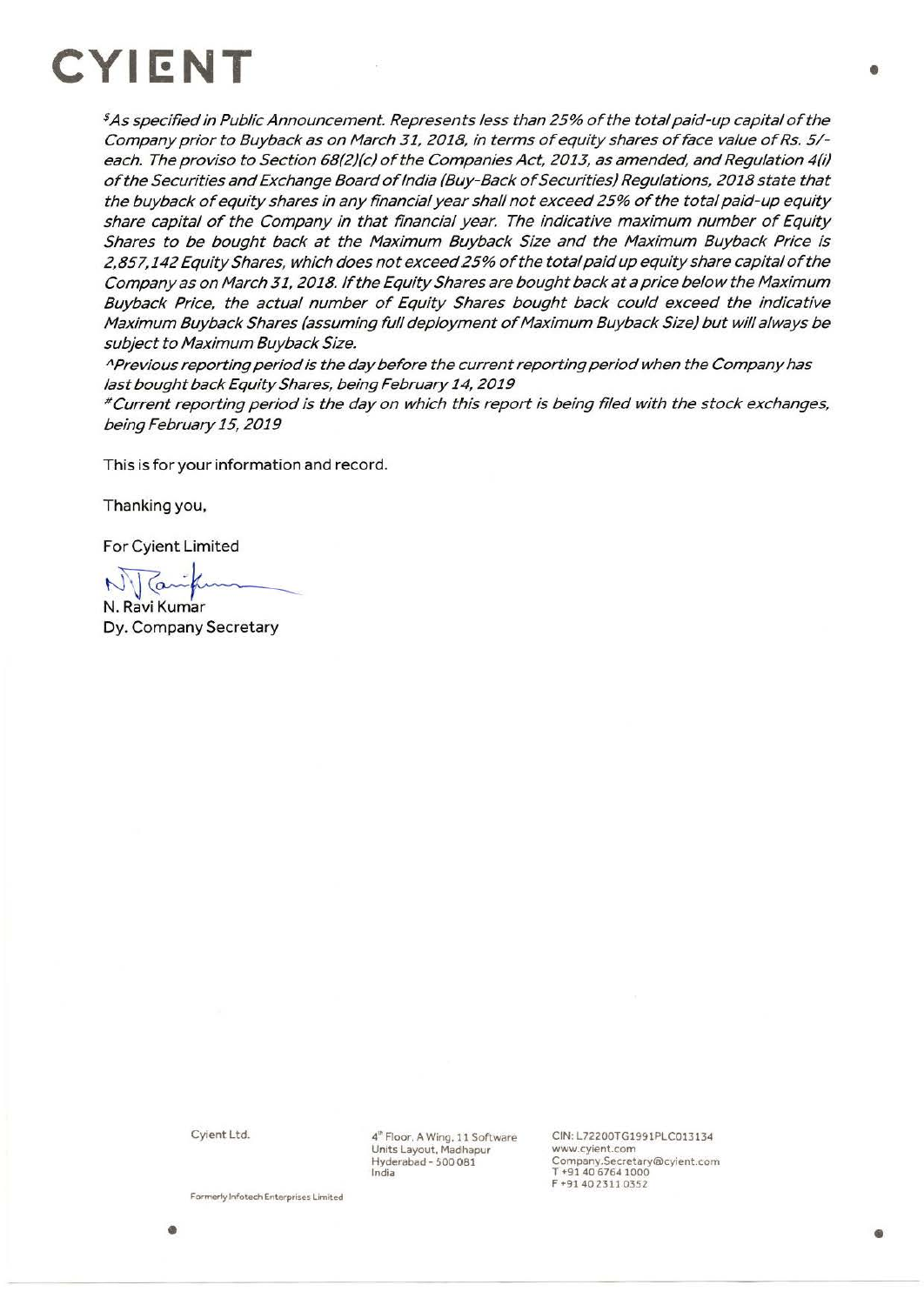# CYIENT

*$As specified in Public Announcement. Represents less than 25% of the total paid-up capital of the Company prior to Buyback as on March 31, 2018, in terms of equity shares of face value of Rs. 5/- each. The proviso to Section 68(2)(c) of the Companies Act, 2013, as amended, and Regulation 4(i) of the Securities and Exchange Board of India (Buy-Back of Securities) Regulations, 2018 state that the buyback of equity shares in any financial year shall not exceed 25% of the total paid-up equity share capital of the Company in that financial year. The indicative maximum number of Equity Shares to be bought back at the Maximum Buyback Size and the Maximum Buyback Price is 2,857,142 Equity Shares, which does not exceed 25% of the total paid up equity share capital of the Company as on March 31, 2018. If the Equity Shares are bought back at a price below the Maximum Buyback Price, the actual number of Equity Shares bought back could exceed the indicative Maximum Buyback Shares (assuming full deployment of Maximum Buyback Size) but will always be subject to Maximum Buyback Size.*

*^Previous reporting period is the day before the current reporting period when the Company has last bought back Equity Shares, being February 14, 2019*

*#Current reporting period is the day on which this report is being filed with the stock exchanges, being February 15, 2019*

This is for your information and record.

Thanking you,

For Cyient Limited

N. Ravi Kumar
Dy. Company Secretary

Cyient Ltd.

4th Floor, A Wing, 11 Software Units Layout, Madhapur
Hyderabad - 500 081
India

CIN: L72200TG1991PLC013134
www.cyient.com
Company.Secretary@cyient.com
T +91 40 6764 1000
F +91 40 2311 0352

Formerly Infotech Enterprises Limited